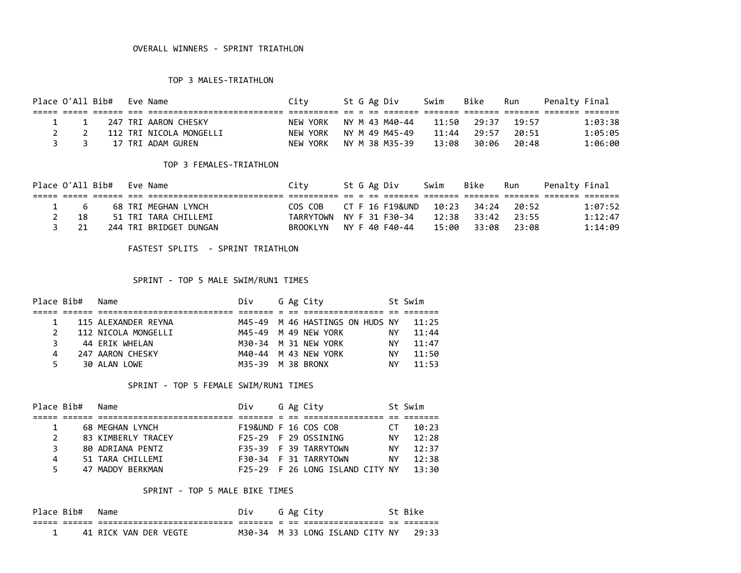# OVERALL WINNERS - SPRINT TRIATHLON

## TOP 3 MALES-TRIATHLON

| Place | O'All | Bib# | Eve | Name | City | St | G | Ag | Div | Swim | Bike | Run | Penalty | Final |
|---|---|---|---|---|---|---|---|---|---|---|---|---|---|---|
| 1 | 1 | 247 | TRI | AARON CHESKY | NEW YORK | NY | M | 43 | M40-44 | 11:50 | 29:37 | 19:57 | | 1:03:38 |
| 2 | 2 | 112 | TRI | NICOLA MONGELLI | NEW YORK | NY | M | 49 | M45-49 | 11:44 | 29:57 | 20:51 | | 1:05:05 |
| 3 | 3 | 17 | TRI | ADAM GUREN | NEW YORK | NY | M | 38 | M35-39 | 13:08 | 30:06 | 20:48 | | 1:06:00 |

## TOP 3 FEMALES-TRIATHLON

| Place | O'All | Bib# | Eve | Name | City | St | G | Ag | Div | Swim | Bike | Run | Penalty | Final |
|---|---|---|---|---|---|---|---|---|---|---|---|---|---|---|
| 1 | 6 | 68 | TRI | MEGHAN LYNCH | COS COB | CT | F | 16 | F19&UND | 10:23 | 34:24 | 20:52 | | 1:07:52 |
| 2 | 18 | 51 | TRI | TARA CHILLEMI | TARRYTOWN | NY | F | 31 | F30-34 | 12:38 | 33:42 | 23:55 | | 1:12:47 |
| 3 | 21 | 244 | TRI | BRIDGET DUNGAN | BROOKLYN | NY | F | 40 | F40-44 | 15:00 | 33:08 | 23:08 | | 1:14:09 |

# FASTEST SPLITS - SPRINT TRIATHLON

## SPRINT - TOP 5 MALE SWIM/RUN1 TIMES

| Place | Bib# | Name | Div | G | Ag | City | St | Swim |
|---|---|---|---|---|---|---|---|---|
| 1 | 115 | ALEXANDER REYNA | M45-49 | M | 46 | HASTINGS ON HUDS | NY | 11:25 |
| 2 | 112 | NICOLA MONGELLI | M45-49 | M | 49 | NEW YORK | NY | 11:44 |
| 3 | 44 | ERIK WHELAN | M30-34 | M | 31 | NEW YORK | NY | 11:47 |
| 4 | 247 | AARON CHESKY | M40-44 | M | 43 | NEW YORK | NY | 11:50 |
| 5 | 30 | ALAN LOWE | M35-39 | M | 38 | BRONX | NY | 11:53 |

## SPRINT - TOP 5 FEMALE SWIM/RUN1 TIMES

| Place | Bib# | Name | Div | G | Ag | City | St | Swim |
|---|---|---|---|---|---|---|---|---|
| 1 | 68 | MEGHAN LYNCH | F19&UND | F | 16 | COS COB | CT | 10:23 |
| 2 | 83 | KIMBERLY TRACEY | F25-29 | F | 29 | OSSINING | NY | 12:28 |
| 3 | 80 | ADRIANA PENTZ | F35-39 | F | 39 | TARRYTOWN | NY | 12:37 |
| 4 | 51 | TARA CHILLEMI | F30-34 | F | 31 | TARRYTOWN | NY | 12:38 |
| 5 | 47 | MADDY BERKMAN | F25-29 | F | 26 | LONG ISLAND CITY | NY | 13:30 |

## SPRINT - TOP 5 MALE BIKE TIMES

| Place | Bib# | Name | Div | G | Ag | City | St | Bike |
|---|---|---|---|---|---|---|---|---|
| 1 | 41 | RICK VAN DER VEGTE | M30-34 | M | 33 | LONG ISLAND CITY | NY | 29:33 |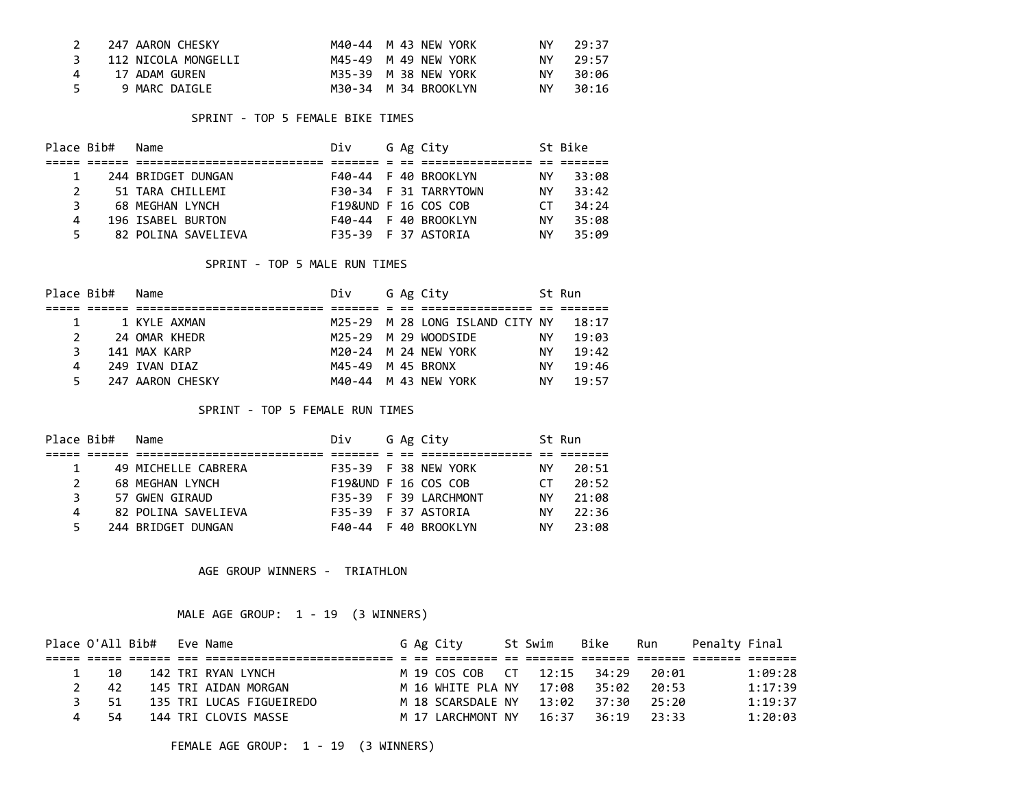| Place | Bib# | Name | Div | G | Ag | City | St | Bike |
|---|---|---|---|---|---|---|---|---|
| 2 | 247 | AARON CHESKY | M40-44 | M | 43 | NEW YORK | NY | 29:37 |
| 3 | 112 | NICOLA MONGELLI | M45-49 | M | 49 | NEW YORK | NY | 29:57 |
| 4 | 17 | ADAM GUREN | M35-39 | M | 38 | NEW YORK | NY | 30:06 |
| 5 | 9 | MARC DAIGLE | M30-34 | M | 34 | BROOKLYN | NY | 30:16 |

## SPRINT - TOP 5 FEMALE BIKE TIMES

| Place | Bib# | Name | Div | G | Ag | City | St | Bike |
|---|---|---|---|---|---|---|---|---|
| 1 | 244 | BRIDGET DUNGAN | F40-44 | F | 40 | BROOKLYN | NY | 33:08 |
| 2 | 51 | TARA CHILLEMI | F30-34 | F | 31 | TARRYTOWN | NY | 33:42 |
| 3 | 68 | MEGHAN LYNCH | F19&UND | F | 16 | COS COB | CT | 34:24 |
| 4 | 196 | ISABEL BURTON | F40-44 | F | 40 | BROOKLYN | NY | 35:08 |
| 5 | 82 | POLINA SAVELIEVA | F35-39 | F | 37 | ASTORIA | NY | 35:09 |

## SPRINT - TOP 5 MALE RUN TIMES

| Place | Bib# | Name | Div | G | Ag | City | St | Run |
|---|---|---|---|---|---|---|---|---|
| 1 | 1 | KYLE AXMAN | M25-29 | M | 28 | LONG ISLAND CITY | NY | 18:17 |
| 2 | 24 | OMAR KHEDR | M25-29 | M | 29 | WOODSIDE | NY | 19:03 |
| 3 | 141 | MAX KARP | M20-24 | M | 24 | NEW YORK | NY | 19:42 |
| 4 | 249 | IVAN DIAZ | M45-49 | M | 45 | BRONX | NY | 19:46 |
| 5 | 247 | AARON CHESKY | M40-44 | M | 43 | NEW YORK | NY | 19:57 |

## SPRINT - TOP 5 FEMALE RUN TIMES

| Place | Bib# | Name | Div | G | Ag | City | St | Run |
|---|---|---|---|---|---|---|---|---|
| 1 | 49 | MICHELLE CABRERA | F35-39 | F | 38 | NEW YORK | NY | 20:51 |
| 2 | 68 | MEGHAN LYNCH | F19&UND | F | 16 | COS COB | CT | 20:52 |
| 3 | 57 | GWEN GIRAUD | F35-39 | F | 39 | LARCHMONT | NY | 21:08 |
| 4 | 82 | POLINA SAVELIEVA | F35-39 | F | 37 | ASTORIA | NY | 22:36 |
| 5 | 244 | BRIDGET DUNGAN | F40-44 | F | 40 | BROOKLYN | NY | 23:08 |

## AGE GROUP WINNERS - TRIATHLON

### MALE AGE GROUP: 1 - 19 (3 WINNERS)

| Place | O'All | Bib# | Eve | Name | G | Ag | City | St | Swim | Bike | Run | Penalty | Final |
|---|---|---|---|---|---|---|---|---|---|---|---|---|---|
| 1 | 10 | 142 | TRI | RYAN LYNCH | M | 19 | COS COB | CT | 12:15 | 34:29 | 20:01 | | 1:09:28 |
| 2 | 42 | 145 | TRI | AIDAN MORGAN | M | 16 | WHITE PLA | NY | 17:08 | 35:02 | 20:53 | | 1:17:39 |
| 3 | 51 | 135 | TRI | LUCAS FIGUEIREDO | M | 18 | SCARSDALE | NY | 13:02 | 37:30 | 25:20 | | 1:19:37 |
| 4 | 54 | 144 | TRI | CLOVIS MASSE | M | 17 | LARCHMONT | NY | 16:37 | 36:19 | 23:33 | | 1:20:03 |

### FEMALE AGE GROUP: 1 - 19 (3 WINNERS)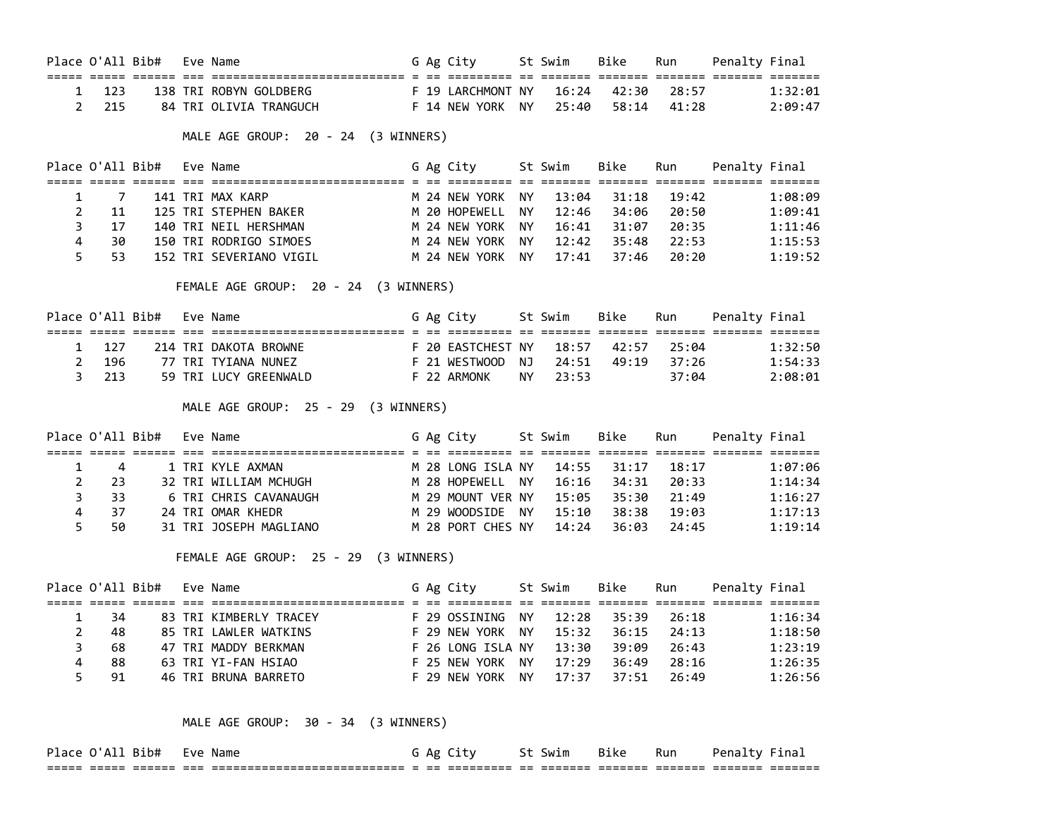| Place | O'All | Bib# | Eve | Name | G | Ag | City | St | Swim | Bike | Run | Penalty | Final |
|---|---|---|---|---|---|---|---|---|---|---|---|---|---|
| 1 | 123 | 138 | TRI | ROBYN GOLDBERG | F | 19 | LARCHMONT | NY | 16:24 | 42:30 | 28:57 | | 1:32:01 |
| 2 | 215 | 84 | TRI | OLIVIA TRANGUCH | F | 14 | NEW YORK | NY | 25:40 | 58:14 | 41:28 | | 2:09:47 |

MALE AGE GROUP: 20 - 24 (3 WINNERS)

| Place | O'All | Bib# | Eve | Name | G | Ag | City | St | Swim | Bike | Run | Penalty | Final |
|---|---|---|---|---|---|---|---|---|---|---|---|---|---|
| 1 | 7 | 141 | TRI | MAX KARP | M | 24 | NEW YORK | NY | 13:04 | 31:18 | 19:42 | | 1:08:09 |
| 2 | 11 | 125 | TRI | STEPHEN BAKER | M | 20 | HOPEWELL | NY | 12:46 | 34:06 | 20:50 | | 1:09:41 |
| 3 | 17 | 140 | TRI | NEIL HERSHMAN | M | 24 | NEW YORK | NY | 16:41 | 31:07 | 20:35 | | 1:11:46 |
| 4 | 30 | 150 | TRI | RODRIGO SIMOES | M | 24 | NEW YORK | NY | 12:42 | 35:48 | 22:53 | | 1:15:53 |
| 5 | 53 | 152 | TRI | SEVERIANO VIGIL | M | 24 | NEW YORK | NY | 17:41 | 37:46 | 20:20 | | 1:19:52 |

FEMALE AGE GROUP: 20 - 24 (3 WINNERS)

| Place | O'All | Bib# | Eve | Name | G | Ag | City | St | Swim | Bike | Run | Penalty | Final |
|---|---|---|---|---|---|---|---|---|---|---|---|---|---|
| 1 | 127 | 214 | TRI | DAKOTA BROWNE | F | 20 | EASTCHEST | NY | 18:57 | 42:57 | 25:04 | | 1:32:50 |
| 2 | 196 | 77 | TRI | TYIANA NUNEZ | F | 21 | WESTWOOD | NJ | 24:51 | 49:19 | 37:26 | | 1:54:33 |
| 3 | 213 | 59 | TRI | LUCY GREENWALD | F | 22 | ARMONK | NY | 23:53 | | 37:04 | | 2:08:01 |

MALE AGE GROUP: 25 - 29 (3 WINNERS)

| Place | O'All | Bib# | Eve | Name | G | Ag | City | St | Swim | Bike | Run | Penalty | Final |
|---|---|---|---|---|---|---|---|---|---|---|---|---|---|
| 1 | 4 | 1 | TRI | KYLE AXMAN | M | 28 | LONG ISLA | NY | 14:55 | 31:17 | 18:17 | | 1:07:06 |
| 2 | 23 | 32 | TRI | WILLIAM MCHUGH | M | 28 | HOPEWELL | NY | 16:16 | 34:31 | 20:33 | | 1:14:34 |
| 3 | 33 | 6 | TRI | CHRIS CAVANAUGH | M | 29 | MOUNT VER | NY | 15:05 | 35:30 | 21:49 | | 1:16:27 |
| 4 | 37 | 24 | TRI | OMAR KHEDR | M | 29 | WOODSIDE | NY | 15:10 | 38:38 | 19:03 | | 1:17:13 |
| 5 | 50 | 31 | TRI | JOSEPH MAGLIANO | M | 28 | PORT CHES | NY | 14:24 | 36:03 | 24:45 | | 1:19:14 |

FEMALE AGE GROUP: 25 - 29 (3 WINNERS)

| Place | O'All | Bib# | Eve | Name | G | Ag | City | St | Swim | Bike | Run | Penalty | Final |
|---|---|---|---|---|---|---|---|---|---|---|---|---|---|
| 1 | 34 | 83 | TRI | KIMBERLY TRACEY | F | 29 | OSSINING | NY | 12:28 | 35:39 | 26:18 | | 1:16:34 |
| 2 | 48 | 85 | TRI | LAWLER WATKINS | F | 29 | NEW YORK | NY | 15:32 | 36:15 | 24:13 | | 1:18:50 |
| 3 | 68 | 47 | TRI | MADDY BERKMAN | F | 26 | LONG ISLA | NY | 13:30 | 39:09 | 26:43 | | 1:23:19 |
| 4 | 88 | 63 | TRI | YI-FAN HSIAO | F | 25 | NEW YORK | NY | 17:29 | 36:49 | 28:16 | | 1:26:35 |
| 5 | 91 | 46 | TRI | BRUNA BARRETO | F | 29 | NEW YORK | NY | 17:37 | 37:51 | 26:49 | | 1:26:56 |

MALE AGE GROUP: 30 - 34 (3 WINNERS)

| Place | O'All | Bib# | Eve | Name | G | Ag | City | St | Swim | Bike | Run | Penalty | Final |
|---|---|---|---|---|---|---|---|---|---|---|---|---|---|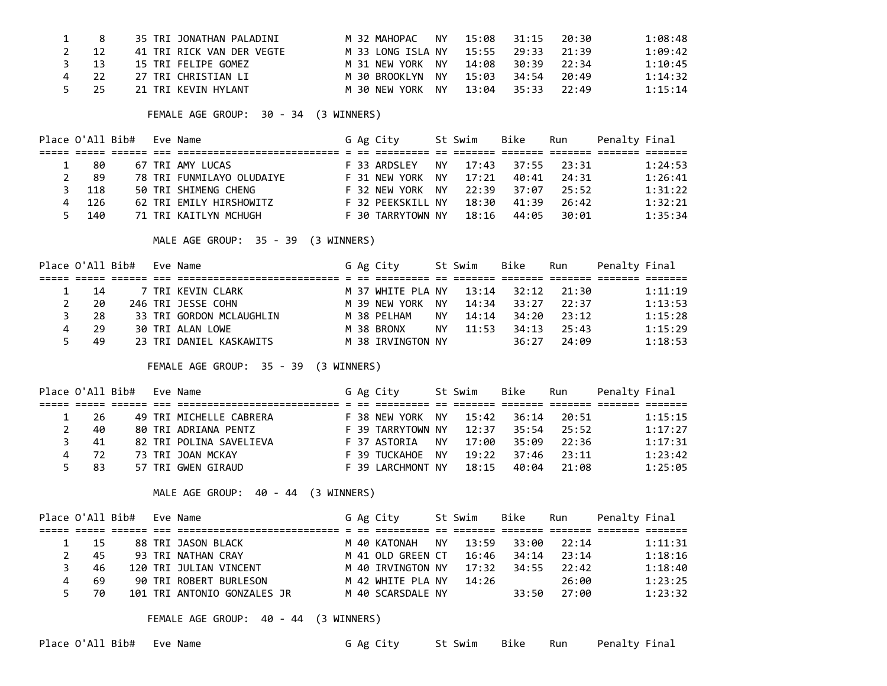| Place | O'All | Bib# | Eve | Name | G | Ag | City | St | Swim | Bike | Run | Penalty | Final |
|---|---|---|---|---|---|---|---|---|---|---|---|---|---|
| 1 | 8 | 35 | TRI | JONATHAN PALADINI | M | 32 | MAHOPAC | NY | 15:08 | 31:15 | 20:30 | | 1:08:48 |
| 2 | 12 | 41 | TRI | RICK VAN DER VEGTE | M | 33 | LONG ISLA | NY | 15:55 | 29:33 | 21:39 | | 1:09:42 |
| 3 | 13 | 15 | TRI | FELIPE GOMEZ | M | 31 | NEW YORK | NY | 14:08 | 30:39 | 22:34 | | 1:10:45 |
| 4 | 22 | 27 | TRI | CHRISTIAN LI | M | 30 | BROOKLYN | NY | 15:03 | 34:54 | 20:49 | | 1:14:32 |
| 5 | 25 | 21 | TRI | KEVIN HYLANT | M | 30 | NEW YORK | NY | 13:04 | 35:33 | 22:49 | | 1:15:14 |

FEMALE AGE GROUP: 30 - 34 (3 WINNERS)

| Place | O'All | Bib# | Eve | Name | G | Ag | City | St | Swim | Bike | Run | Penalty | Final |
|---|---|---|---|---|---|---|---|---|---|---|---|---|---|
| 1 | 80 | 67 | TRI | AMY LUCAS | F | 33 | ARDSLEY | NY | 17:43 | 37:55 | 23:31 | | 1:24:53 |
| 2 | 89 | 78 | TRI | FUNMILAYO OLUDAIYE | F | 31 | NEW YORK | NY | 17:21 | 40:41 | 24:31 | | 1:26:41 |
| 3 | 118 | 50 | TRI | SHIMENG CHENG | F | 32 | NEW YORK | NY | 22:39 | 37:07 | 25:52 | | 1:31:22 |
| 4 | 126 | 62 | TRI | EMILY HIRSHOWITZ | F | 32 | PEEKSKILL | NY | 18:30 | 41:39 | 26:42 | | 1:32:21 |
| 5 | 140 | 71 | TRI | KAITLYN MCHUGH | F | 30 | TARRYTOWN | NY | 18:16 | 44:05 | 30:01 | | 1:35:34 |

MALE AGE GROUP: 35 - 39 (3 WINNERS)

| Place | O'All | Bib# | Eve | Name | G | Ag | City | St | Swim | Bike | Run | Penalty | Final |
|---|---|---|---|---|---|---|---|---|---|---|---|---|---|
| 1 | 14 | 7 | TRI | KEVIN CLARK | M | 37 | WHITE PLA | NY | 13:14 | 32:12 | 21:30 | | 1:11:19 |
| 2 | 20 | 246 | TRI | JESSE COHN | M | 39 | NEW YORK | NY | 14:34 | 33:27 | 22:37 | | 1:13:53 |
| 3 | 28 | 33 | TRI | GORDON MCLAUGHLIN | M | 38 | PELHAM | NY | 14:14 | 34:20 | 23:12 | | 1:15:28 |
| 4 | 29 | 30 | TRI | ALAN LOWE | M | 38 | BRONX | NY | 11:53 | 34:13 | 25:43 | | 1:15:29 |
| 5 | 49 | 23 | TRI | DANIEL KASKAWITS | M | 38 | IRVINGTON | NY | | 36:27 | 24:09 | | 1:18:53 |

FEMALE AGE GROUP: 35 - 39 (3 WINNERS)

| Place | O'All | Bib# | Eve | Name | G | Ag | City | St | Swim | Bike | Run | Penalty | Final |
|---|---|---|---|---|---|---|---|---|---|---|---|---|---|
| 1 | 26 | 49 | TRI | MICHELLE CABRERA | F | 38 | NEW YORK | NY | 15:42 | 36:14 | 20:51 | | 1:15:15 |
| 2 | 40 | 80 | TRI | ADRIANA PENTZ | F | 39 | TARRYTOWN | NY | 12:37 | 35:54 | 25:52 | | 1:17:27 |
| 3 | 41 | 82 | TRI | POLINA SAVELIEVA | F | 37 | ASTORIA | NY | 17:00 | 35:09 | 22:36 | | 1:17:31 |
| 4 | 72 | 73 | TRI | JOAN MCKAY | F | 39 | TUCKAHOE | NY | 19:22 | 37:46 | 23:11 | | 1:23:42 |
| 5 | 83 | 57 | TRI | GWEN GIRAUD | F | 39 | LARCHMONT | NY | 18:15 | 40:04 | 21:08 | | 1:25:05 |

MALE AGE GROUP: 40 - 44 (3 WINNERS)

| Place | O'All | Bib# | Eve | Name | G | Ag | City | St | Swim | Bike | Run | Penalty | Final |
|---|---|---|---|---|---|---|---|---|---|---|---|---|---|
| 1 | 15 | 88 | TRI | JASON BLACK | M | 40 | KATONAH | NY | 13:59 | 33:00 | 22:14 | | 1:11:31 |
| 2 | 45 | 93 | TRI | NATHAN CRAY | M | 41 | OLD GREEN | CT | 16:46 | 34:14 | 23:14 | | 1:18:16 |
| 3 | 46 | 120 | TRI | JULIAN VINCENT | M | 40 | IRVINGTON | NY | 17:32 | 34:55 | 22:42 | | 1:18:40 |
| 4 | 69 | 90 | TRI | ROBERT BURLESON | M | 42 | WHITE PLA | NY | 14:26 | | 26:00 | | 1:23:25 |
| 5 | 70 | 101 | TRI | ANTONIO GONZALES JR | M | 40 | SCARSDALE | NY | | 33:50 | 27:00 | | 1:23:32 |

FEMALE AGE GROUP: 40 - 44 (3 WINNERS)

| Place | O'All | Bib# | Eve | Name | G | Ag | City | St | Swim | Bike | Run | Penalty | Final |
|---|---|---|---|---|---|---|---|---|---|---|---|---|---|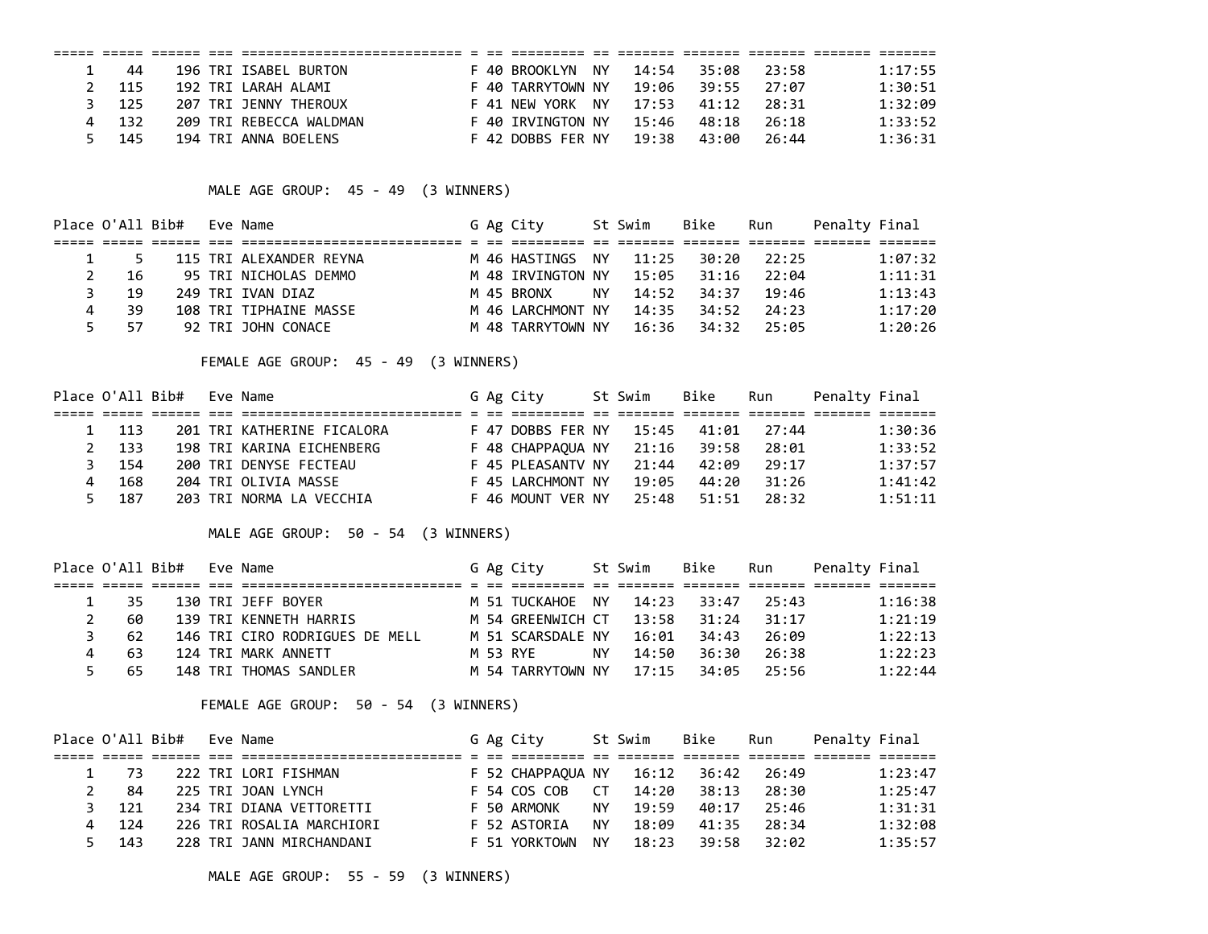| Place | O'All | Bib# | Eve | Name | G | Ag | City | St | Swim | Bike | Run | Penalty | Final |
|---|---|---|---|---|---|---|---|---|---|---|---|---|---|
| 1 | 44 | 196 | TRI | ISABEL BURTON | F | 40 | BROOKLYN | NY | 14:54 | 35:08 | 23:58 | | 1:17:55 |
| 2 | 115 | 192 | TRI | LARAH ALAMI | F | 40 | TARRYTOWN | NY | 19:06 | 39:55 | 27:07 | | 1:30:51 |
| 3 | 125 | 207 | TRI | JENNY THEROUX | F | 41 | NEW YORK | NY | 17:53 | 41:12 | 28:31 | | 1:32:09 |
| 4 | 132 | 209 | TRI | REBECCA WALDMAN | F | 40 | IRVINGTON | NY | 15:46 | 48:18 | 26:18 | | 1:33:52 |
| 5 | 145 | 194 | TRI | ANNA BOELENS | F | 42 | DOBBS FER | NY | 19:38 | 43:00 | 26:44 | | 1:36:31 |

MALE AGE GROUP: 45 - 49 (3 WINNERS)

| Place | O'All | Bib# | Eve | Name | G | Ag | City | St | Swim | Bike | Run | Penalty | Final |
|---|---|---|---|---|---|---|---|---|---|---|---|---|---|
| 1 | 5 | 115 | TRI | ALEXANDER REYNA | M | 46 | HASTINGS | NY | 11:25 | 30:20 | 22:25 | | 1:07:32 |
| 2 | 16 | 95 | TRI | NICHOLAS DEMMO | M | 48 | IRVINGTON | NY | 15:05 | 31:16 | 22:04 | | 1:11:31 |
| 3 | 19 | 249 | TRI | IVAN DIAZ | M | 45 | BRONX | NY | 14:52 | 34:37 | 19:46 | | 1:13:43 |
| 4 | 39 | 108 | TRI | TIPHAINE MASSE | M | 46 | LARCHMONT | NY | 14:35 | 34:52 | 24:23 | | 1:17:20 |
| 5 | 57 | 92 | TRI | JOHN CONACE | M | 48 | TARRYTOWN | NY | 16:36 | 34:32 | 25:05 | | 1:20:26 |

FEMALE AGE GROUP: 45 - 49 (3 WINNERS)

| Place | O'All | Bib# | Eve | Name | G | Ag | City | St | Swim | Bike | Run | Penalty | Final |
|---|---|---|---|---|---|---|---|---|---|---|---|---|---|
| 1 | 113 | 201 | TRI | KATHERINE FICALORA | F | 47 | DOBBS FER | NY | 15:45 | 41:01 | 27:44 | | 1:30:36 |
| 2 | 133 | 198 | TRI | KARINA EICHENBERG | F | 48 | CHAPPAQUA | NY | 21:16 | 39:58 | 28:01 | | 1:33:52 |
| 3 | 154 | 200 | TRI | DENYSE FECTEAU | F | 45 | PLEASANTV | NY | 21:44 | 42:09 | 29:17 | | 1:37:57 |
| 4 | 168 | 204 | TRI | OLIVIA MASSE | F | 45 | LARCHMONT | NY | 19:05 | 44:20 | 31:26 | | 1:41:42 |
| 5 | 187 | 203 | TRI | NORMA LA VECCHIA | F | 46 | MOUNT VER | NY | 25:48 | 51:51 | 28:32 | | 1:51:11 |

MALE AGE GROUP: 50 - 54 (3 WINNERS)

| Place | O'All | Bib# | Eve | Name | G | Ag | City | St | Swim | Bike | Run | Penalty | Final |
|---|---|---|---|---|---|---|---|---|---|---|---|---|---|
| 1 | 35 | 130 | TRI | JEFF BOYER | M | 51 | TUCKAHOE | NY | 14:23 | 33:47 | 25:43 | | 1:16:38 |
| 2 | 60 | 139 | TRI | KENNETH HARRIS | M | 54 | GREENWICH | CT | 13:58 | 31:24 | 31:17 | | 1:21:19 |
| 3 | 62 | 146 | TRI | CIRO RODRIGUES DE MELL | M | 51 | SCARSDALE | NY | 16:01 | 34:43 | 26:09 | | 1:22:13 |
| 4 | 63 | 124 | TRI | MARK ANNETT | M | 53 | RYE | NY | 14:50 | 36:30 | 26:38 | | 1:22:23 |
| 5 | 65 | 148 | TRI | THOMAS SANDLER | M | 54 | TARRYTOWN | NY | 17:15 | 34:05 | 25:56 | | 1:22:44 |

FEMALE AGE GROUP: 50 - 54 (3 WINNERS)

| Place | O'All | Bib# | Eve | Name | G | Ag | City | St | Swim | Bike | Run | Penalty | Final |
|---|---|---|---|---|---|---|---|---|---|---|---|---|---|
| 1 | 73 | 222 | TRI | LORI FISHMAN | F | 52 | CHAPPAQUA | NY | 16:12 | 36:42 | 26:49 | | 1:23:47 |
| 2 | 84 | 225 | TRI | JOAN LYNCH | F | 54 | COS COB | CT | 14:20 | 38:13 | 28:30 | | 1:25:47 |
| 3 | 121 | 234 | TRI | DIANA VETTORETTI | F | 50 | ARMONK | NY | 19:59 | 40:17 | 25:46 | | 1:31:31 |
| 4 | 124 | 226 | TRI | ROSALIA MARCHIORI | F | 52 | ASTORIA | NY | 18:09 | 41:35 | 28:34 | | 1:32:08 |
| 5 | 143 | 228 | TRI | JANN MIRCHANDANI | F | 51 | YORKTOWN | NY | 18:23 | 39:58 | 32:02 | | 1:35:57 |

MALE AGE GROUP: 55 - 59 (3 WINNERS)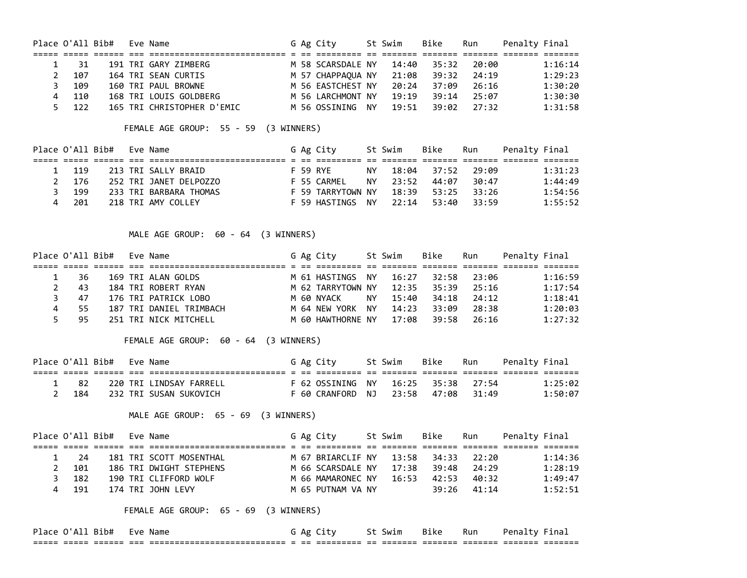| Place | O'All | Bib# | Eve | Name | G | Ag | City | St | Swim | Bike | Run | Penalty | Final |
|---|---|---|---|---|---|---|---|---|---|---|---|---|---|
| 1 | 31 | 191 | TRI | GARY ZIMBERG | M | 58 | SCARSDALE | NY | 14:40 | 35:32 | 20:00 | | 1:16:14 |
| 2 | 107 | 164 | TRI | SEAN CURTIS | M | 57 | CHAPPAQUA | NY | 21:08 | 39:32 | 24:19 | | 1:29:23 |
| 3 | 109 | 160 | TRI | PAUL BROWNE | M | 56 | EASTCHEST | NY | 20:24 | 37:09 | 26:16 | | 1:30:20 |
| 4 | 110 | 168 | TRI | LOUIS GOLDBERG | M | 56 | LARCHMONT | NY | 19:19 | 39:14 | 25:07 | | 1:30:30 |
| 5 | 122 | 165 | TRI | CHRISTOPHER D'EMIC | M | 56 | OSSINING | NY | 19:51 | 39:02 | 27:32 | | 1:31:58 |

FEMALE AGE GROUP: 55 - 59 (3 WINNERS)

| Place | O'All | Bib# | Eve | Name | G | Ag | City | St | Swim | Bike | Run | Penalty | Final |
|---|---|---|---|---|---|---|---|---|---|---|---|---|---|
| 1 | 119 | 213 | TRI | SALLY BRAID | F | 59 | RYE | NY | 18:04 | 37:52 | 29:09 | | 1:31:23 |
| 2 | 176 | 252 | TRI | JANET DELPOZZO | F | 55 | CARMEL | NY | 23:52 | 44:07 | 30:47 | | 1:44:49 |
| 3 | 199 | 233 | TRI | BARBARA THOMAS | F | 59 | TARRYTOWN | NY | 18:39 | 53:25 | 33:26 | | 1:54:56 |
| 4 | 201 | 218 | TRI | AMY COLLEY | F | 59 | HASTINGS | NY | 22:14 | 53:40 | 33:59 | | 1:55:52 |

MALE AGE GROUP: 60 - 64 (3 WINNERS)

| Place | O'All | Bib# | Eve | Name | G | Ag | City | St | Swim | Bike | Run | Penalty | Final |
|---|---|---|---|---|---|---|---|---|---|---|---|---|---|
| 1 | 36 | 169 | TRI | ALAN GOLDS | M | 61 | HASTINGS | NY | 16:27 | 32:58 | 23:06 | | 1:16:59 |
| 2 | 43 | 184 | TRI | ROBERT RYAN | M | 62 | TARRYTOWN | NY | 12:35 | 35:39 | 25:16 | | 1:17:54 |
| 3 | 47 | 176 | TRI | PATRICK LOBO | M | 60 | NYACK | NY | 15:40 | 34:18 | 24:12 | | 1:18:41 |
| 4 | 55 | 187 | TRI | DANIEL TRIMBACH | M | 64 | NEW YORK | NY | 14:23 | 33:09 | 28:38 | | 1:20:03 |
| 5 | 95 | 251 | TRI | NICK MITCHELL | M | 60 | HAWTHORNE | NY | 17:08 | 39:58 | 26:16 | | 1:27:32 |

FEMALE AGE GROUP: 60 - 64 (3 WINNERS)

| Place | O'All | Bib# | Eve | Name | G | Ag | City | St | Swim | Bike | Run | Penalty | Final |
|---|---|---|---|---|---|---|---|---|---|---|---|---|---|
| 1 | 82 | 220 | TRI | LINDSAY FARRELL | F | 62 | OSSINING | NY | 16:25 | 35:38 | 27:54 | | 1:25:02 |
| 2 | 184 | 232 | TRI | SUSAN SUKOVICH | F | 60 | CRANFORD | NJ | 23:58 | 47:08 | 31:49 | | 1:50:07 |

MALE AGE GROUP: 65 - 69 (3 WINNERS)

| Place | O'All | Bib# | Eve | Name | G | Ag | City | St | Swim | Bike | Run | Penalty | Final |
|---|---|---|---|---|---|---|---|---|---|---|---|---|---|
| 1 | 24 | 181 | TRI | SCOTT MOSENTHAL | M | 67 | BRIARCLIF | NY | 13:58 | 34:33 | 22:20 | | 1:14:36 |
| 2 | 101 | 186 | TRI | DWIGHT STEPHENS | M | 66 | SCARSDALE | NY | 17:38 | 39:48 | 24:29 | | 1:28:19 |
| 3 | 182 | 190 | TRI | CLIFFORD WOLF | M | 66 | MAMARONEC | NY | 16:53 | 42:53 | 40:32 | | 1:49:47 |
| 4 | 191 | 174 | TRI | JOHN LEVY | M | 65 | PUTNAM VA | NY | | 39:26 | 41:14 | | 1:52:51 |

FEMALE AGE GROUP: 65 - 69 (3 WINNERS)

| Place | O'All | Bib# | Eve | Name | G | Ag | City | St | Swim | Bike | Run | Penalty | Final |
|---|---|---|---|---|---|---|---|---|---|---|---|---|---|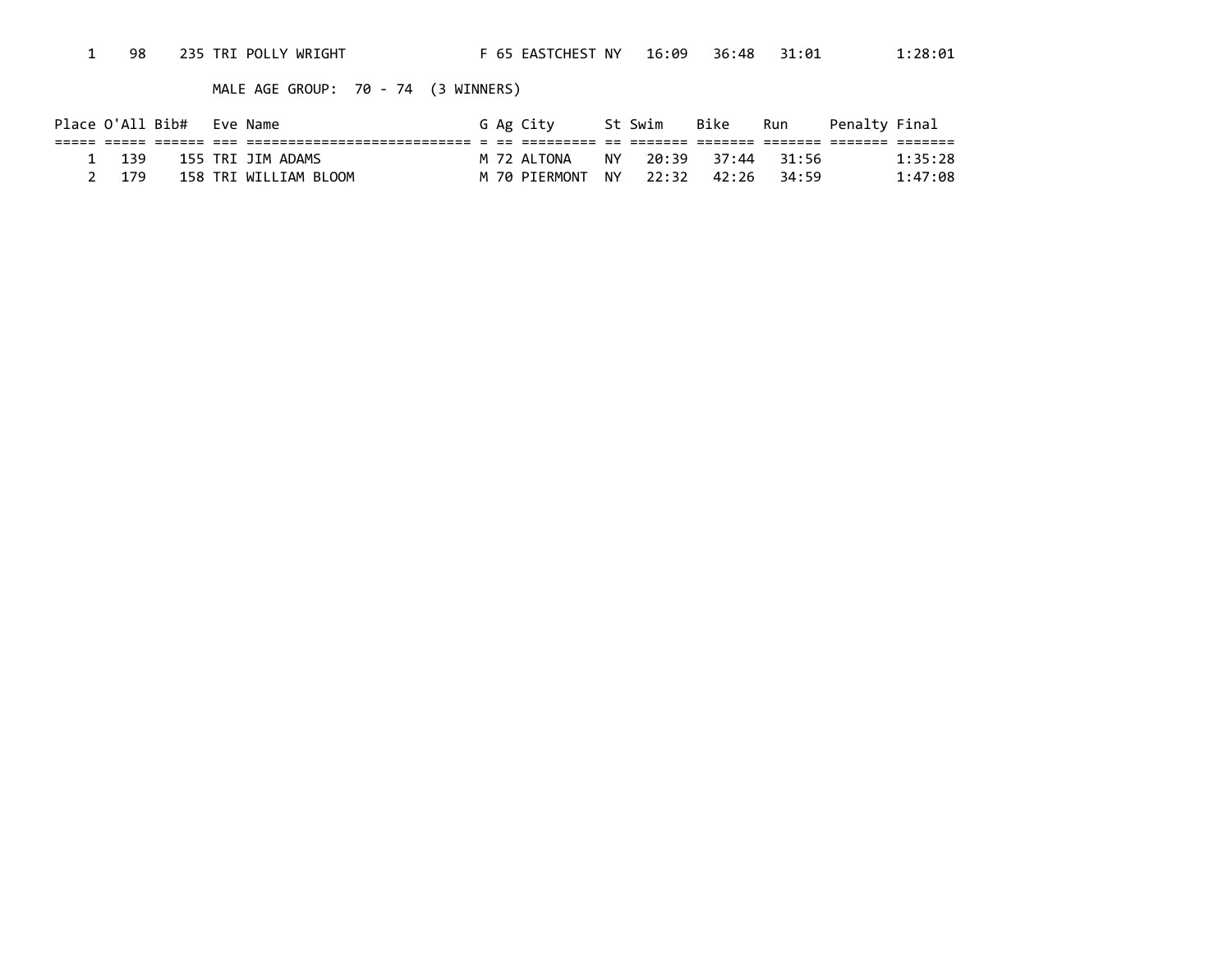| | | | | | | | | | | | | | |
|---|---|---|---|---|---|---|---|---|---|---|---|---|---|
| 1 | 98 | 235 | TRI | POLLY WRIGHT | F | 65 | EASTCHEST | NY | 16:09 | 36:48 | 31:01 | | 1:28:01 |

MALE AGE GROUP: 70 - 74 (3 WINNERS)

| Place | O'All | Bib# | Eve | Name | G | Ag | City | St | Swim | Bike | Run | Penalty | Final |
|---|---|---|---|---|---|---|---|---|---|---|---|---|---|
| 1 | 139 | 155 | TRI | JIM ADAMS | M | 72 | ALTONA | NY | 20:39 | 37:44 | 31:56 | | 1:35:28 |
| 2 | 179 | 158 | TRI | WILLIAM BLOOM | M | 70 | PIERMONT | NY | 22:32 | 42:26 | 34:59 | | 1:47:08 |